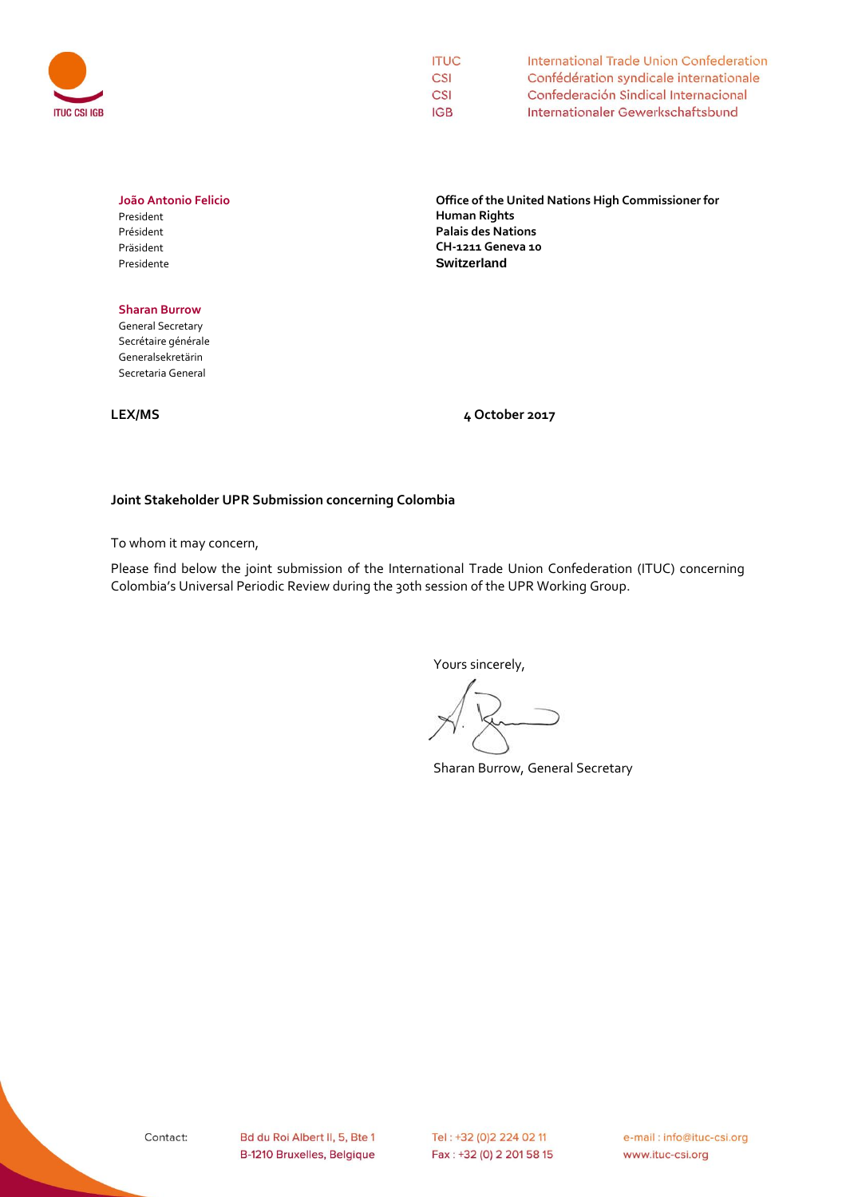ITUC CSI IGB

ITUC International Trade Union Confederation
CSI Confédération syndicale internationale
CSI Confederación Sindical Internacional
IGB Internationaler Gewerkschaftsbund

**João Antonio Felicio**
President
Président
Präsident
Presidente

**Sharan Burrow**
General Secretary
Secrétaire générale
Generalsekretärin
Secretaria General

**Office of the United Nations High Commissioner for Human Rights**
**Palais des Nations**
**CH-1211 Geneva 10**
**Switzerland**

**LEX/MS**

**4 October 2017**

**Joint Stakeholder UPR Submission concerning Colombia**

To whom it may concern,

Please find below the joint submission of the International Trade Union Confederation (ITUC) concerning Colombia's Universal Periodic Review during the 30th session of the UPR Working Group.

Yours sincerely,

Sharan Burrow, General Secretary

Contact: Bd du Roi Albert II, 5, Bte 1 B-1210 Bruxelles, Belgique | Tel : +32 (0)2 224 02 11 Fax : +32 (0) 2 201 58 15 | e-mail : info@ituc-csi.org www.ituc-csi.org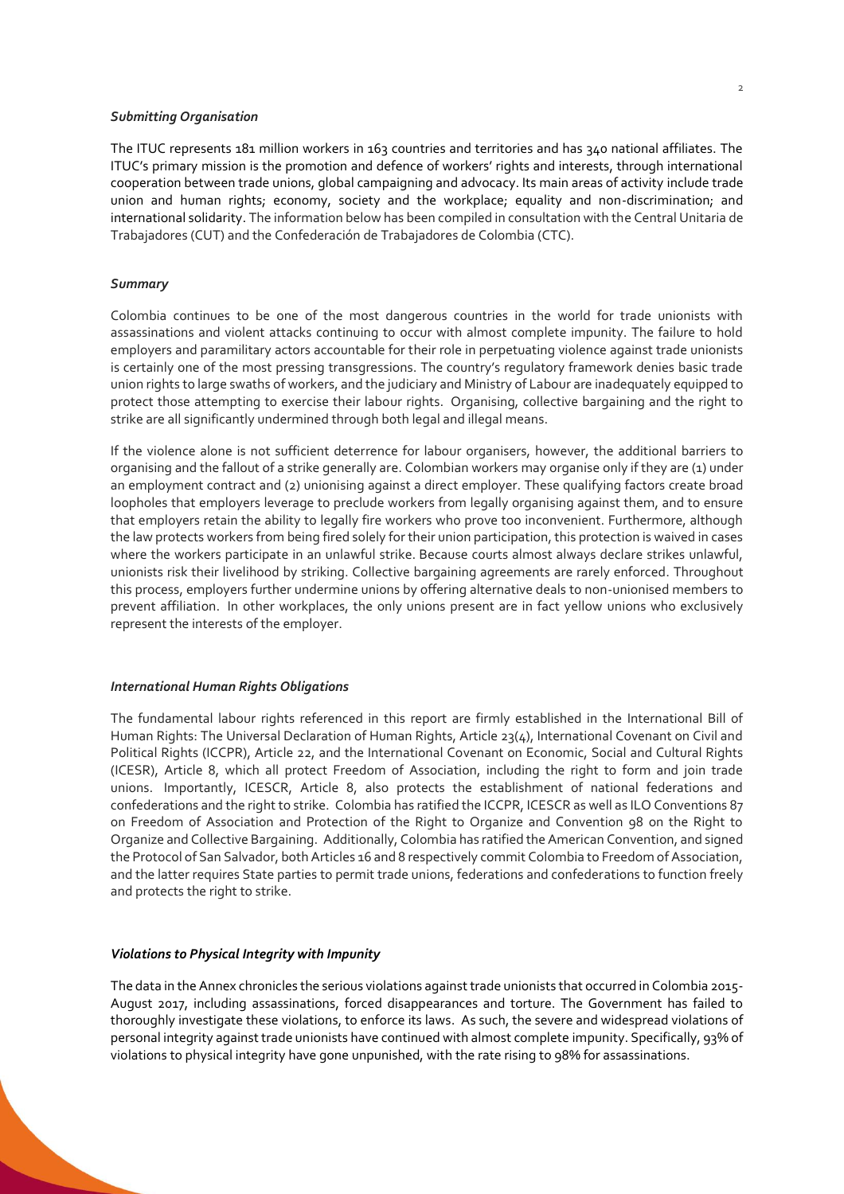### *Submitting Organisation*

The ITUC represents 181 million workers in 163 countries and territories and has 340 national affiliates. The ITUC's primary mission is the promotion and defence of workers' rights and interests, through international cooperation between trade unions, global campaigning and advocacy. Its main areas of activity include trade union and human rights; economy, society and the workplace; equality and non-discrimination; and international solidarity. The information below has been compiled in consultation with the Central Unitaria de Trabajadores (CUT) and the Confederación de Trabajadores de Colombia (CTC).

### *Summary*

Colombia continues to be one of the most dangerous countries in the world for trade unionists with assassinations and violent attacks continuing to occur with almost complete impunity. The failure to hold employers and paramilitary actors accountable for their role in perpetuating violence against trade unionists is certainly one of the most pressing transgressions. The country's regulatory framework denies basic trade union rights to large swaths of workers, and the judiciary and Ministry of Labour are inadequately equipped to protect those attempting to exercise their labour rights. Organising, collective bargaining and the right to strike are all significantly undermined through both legal and illegal means.

If the violence alone is not sufficient deterrence for labour organisers, however, the additional barriers to organising and the fallout of a strike generally are. Colombian workers may organise only if they are (1) under an employment contract and (2) unionising against a direct employer. These qualifying factors create broad loopholes that employers leverage to preclude workers from legally organising against them, and to ensure that employers retain the ability to legally fire workers who prove too inconvenient. Furthermore, although the law protects workers from being fired solely for their union participation, this protection is waived in cases where the workers participate in an unlawful strike. Because courts almost always declare strikes unlawful, unionists risk their livelihood by striking. Collective bargaining agreements are rarely enforced. Throughout this process, employers further undermine unions by offering alternative deals to non-unionised members to prevent affiliation. In other workplaces, the only unions present are in fact yellow unions who exclusively represent the interests of the employer.

### *International Human Rights Obligations*

The fundamental labour rights referenced in this report are firmly established in the International Bill of Human Rights: The Universal Declaration of Human Rights, Article 23(4), International Covenant on Civil and Political Rights (ICCPR), Article 22, and the International Covenant on Economic, Social and Cultural Rights (ICESR), Article 8, which all protect Freedom of Association, including the right to form and join trade unions. Importantly, ICESCR, Article 8, also protects the establishment of national federations and confederations and the right to strike. Colombia has ratified the ICCPR, ICESCR as well as ILO Conventions 87 on Freedom of Association and Protection of the Right to Organize and Convention 98 on the Right to Organize and Collective Bargaining. Additionally, Colombia has ratified the American Convention, and signed the Protocol of San Salvador, both Articles 16 and 8 respectively commit Colombia to Freedom of Association, and the latter requires State parties to permit trade unions, federations and confederations to function freely and protects the right to strike.

### *Violations to Physical Integrity with Impunity*

The data in the Annex chronicles the serious violations against trade unionists that occurred in Colombia 2015-August 2017, including assassinations, forced disappearances and torture. The Government has failed to thoroughly investigate these violations, to enforce its laws. As such, the severe and widespread violations of personal integrity against trade unionists have continued with almost complete impunity. Specifically, 93% of violations to physical integrity have gone unpunished, with the rate rising to 98% for assassinations.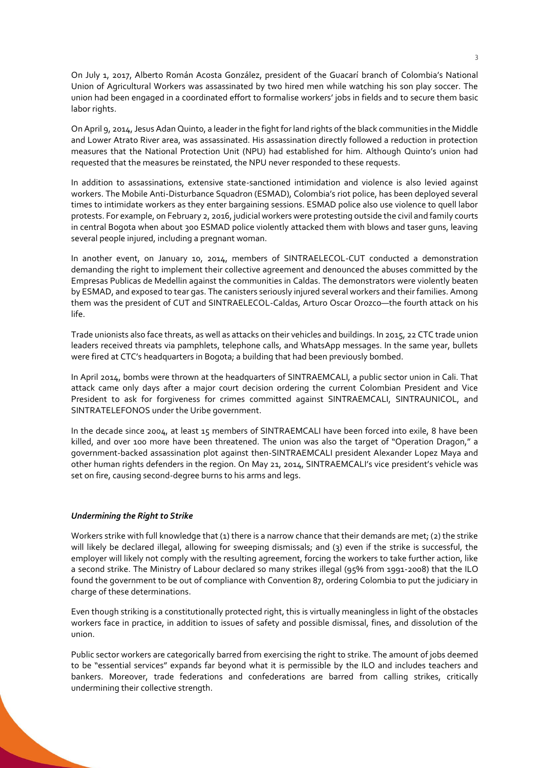On July 1, 2017, Alberto Román Acosta González, president of the Guacarí branch of Colombia's National Union of Agricultural Workers was assassinated by two hired men while watching his son play soccer. The union had been engaged in a coordinated effort to formalise workers' jobs in fields and to secure them basic labor rights.

On April 9, 2014, Jesus Adan Quinto, a leader in the fight for land rights of the black communities in the Middle and Lower Atrato River area, was assassinated. His assassination directly followed a reduction in protection measures that the National Protection Unit (NPU) had established for him. Although Quinto's union had requested that the measures be reinstated, the NPU never responded to these requests.

In addition to assassinations, extensive state-sanctioned intimidation and violence is also levied against workers. The Mobile Anti-Disturbance Squadron (ESMAD), Colombia's riot police, has been deployed several times to intimidate workers as they enter bargaining sessions. ESMAD police also use violence to quell labor protests. For example, on February 2, 2016, judicial workers were protesting outside the civil and family courts in central Bogota when about 300 ESMAD police violently attacked them with blows and taser guns, leaving several people injured, including a pregnant woman.

In another event, on January 10, 2014, members of SINTRAELECOL-CUT conducted a demonstration demanding the right to implement their collective agreement and denounced the abuses committed by the Empresas Publicas de Medellin against the communities in Caldas. The demonstrators were violently beaten by ESMAD, and exposed to tear gas. The canisters seriously injured several workers and their families. Among them was the president of CUT and SINTRAELECOL-Caldas, Arturo Oscar Orozco—the fourth attack on his life.

Trade unionists also face threats, as well as attacks on their vehicles and buildings. In 2015, 22 CTC trade union leaders received threats via pamphlets, telephone calls, and WhatsApp messages. In the same year, bullets were fired at CTC's headquarters in Bogota; a building that had been previously bombed.

In April 2014, bombs were thrown at the headquarters of SINTRAEMCALI, a public sector union in Cali. That attack came only days after a major court decision ordering the current Colombian President and Vice President to ask for forgiveness for crimes committed against SINTRAEMCALI, SINTRAUNICOL, and SINTRATELEFONOS under the Uribe government.

In the decade since 2004, at least 15 members of SINTRAEMCALI have been forced into exile, 8 have been killed, and over 100 more have been threatened. The union was also the target of "Operation Dragon," a government-backed assassination plot against then-SINTRAEMCALI president Alexander Lopez Maya and other human rights defenders in the region. On May 21, 2014, SINTRAEMCALI's vice president's vehicle was set on fire, causing second-degree burns to his arms and legs.

### *Undermining the Right to Strike*

Workers strike with full knowledge that (1) there is a narrow chance that their demands are met; (2) the strike will likely be declared illegal, allowing for sweeping dismissals; and (3) even if the strike is successful, the employer will likely not comply with the resulting agreement, forcing the workers to take further action, like a second strike. The Ministry of Labour declared so many strikes illegal (95% from 1991-2008) that the ILO found the government to be out of compliance with Convention 87, ordering Colombia to put the judiciary in charge of these determinations.

Even though striking is a constitutionally protected right, this is virtually meaningless in light of the obstacles workers face in practice, in addition to issues of safety and possible dismissal, fines, and dissolution of the union.

Public sector workers are categorically barred from exercising the right to strike. The amount of jobs deemed to be "essential services" expands far beyond what it is permissible by the ILO and includes teachers and bankers. Moreover, trade federations and confederations are barred from calling strikes, critically undermining their collective strength.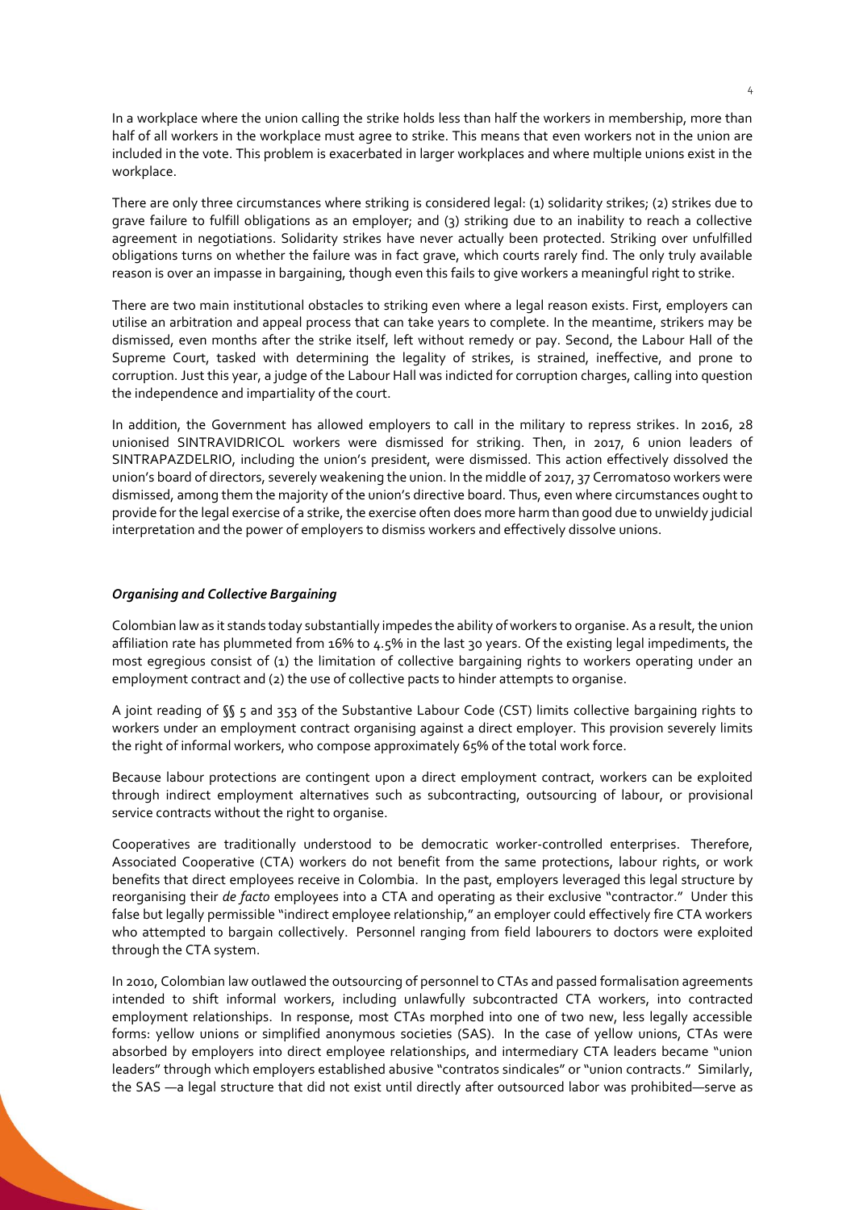In a workplace where the union calling the strike holds less than half the workers in membership, more than half of all workers in the workplace must agree to strike. This means that even workers not in the union are included in the vote. This problem is exacerbated in larger workplaces and where multiple unions exist in the workplace.

There are only three circumstances where striking is considered legal: (1) solidarity strikes; (2) strikes due to grave failure to fulfill obligations as an employer; and (3) striking due to an inability to reach a collective agreement in negotiations. Solidarity strikes have never actually been protected. Striking over unfulfilled obligations turns on whether the failure was in fact grave, which courts rarely find. The only truly available reason is over an impasse in bargaining, though even this fails to give workers a meaningful right to strike.

There are two main institutional obstacles to striking even where a legal reason exists. First, employers can utilise an arbitration and appeal process that can take years to complete. In the meantime, strikers may be dismissed, even months after the strike itself, left without remedy or pay. Second, the Labour Hall of the Supreme Court, tasked with determining the legality of strikes, is strained, ineffective, and prone to corruption. Just this year, a judge of the Labour Hall was indicted for corruption charges, calling into question the independence and impartiality of the court.

In addition, the Government has allowed employers to call in the military to repress strikes. In 2016, 28 unionised SINTRAVIDRICOL workers were dismissed for striking. Then, in 2017, 6 union leaders of SINTRAPAZDELRIO, including the union's president, were dismissed. This action effectively dissolved the union's board of directors, severely weakening the union. In the middle of 2017, 37 Cerromatoso workers were dismissed, among them the majority of the union's directive board. Thus, even where circumstances ought to provide for the legal exercise of a strike, the exercise often does more harm than good due to unwieldy judicial interpretation and the power of employers to dismiss workers and effectively dissolve unions.

### *Organising and Collective Bargaining*

Colombian law as it stands today substantially impedes the ability of workers to organise. As a result, the union affiliation rate has plummeted from 16% to 4.5% in the last 30 years. Of the existing legal impediments, the most egregious consist of (1) the limitation of collective bargaining rights to workers operating under an employment contract and (2) the use of collective pacts to hinder attempts to organise.

A joint reading of §§ 5 and 353 of the Substantive Labour Code (CST) limits collective bargaining rights to workers under an employment contract organising against a direct employer. This provision severely limits the right of informal workers, who compose approximately 65% of the total work force.

Because labour protections are contingent upon a direct employment contract, workers can be exploited through indirect employment alternatives such as subcontracting, outsourcing of labour, or provisional service contracts without the right to organise.

Cooperatives are traditionally understood to be democratic worker-controlled enterprises. Therefore, Associated Cooperative (CTA) workers do not benefit from the same protections, labour rights, or work benefits that direct employees receive in Colombia. In the past, employers leveraged this legal structure by reorganising their *de facto* employees into a CTA and operating as their exclusive "contractor." Under this false but legally permissible "indirect employee relationship," an employer could effectively fire CTA workers who attempted to bargain collectively. Personnel ranging from field labourers to doctors were exploited through the CTA system.

In 2010, Colombian law outlawed the outsourcing of personnel to CTAs and passed formalisation agreements intended to shift informal workers, including unlawfully subcontracted CTA workers, into contracted employment relationships. In response, most CTAs morphed into one of two new, less legally accessible forms: yellow unions or simplified anonymous societies (SAS). In the case of yellow unions, CTAs were absorbed by employers into direct employee relationships, and intermediary CTA leaders became "union leaders" through which employers established abusive "contratos sindicales" or "union contracts." Similarly, the SAS —a legal structure that did not exist until directly after outsourced labor was prohibited—serve as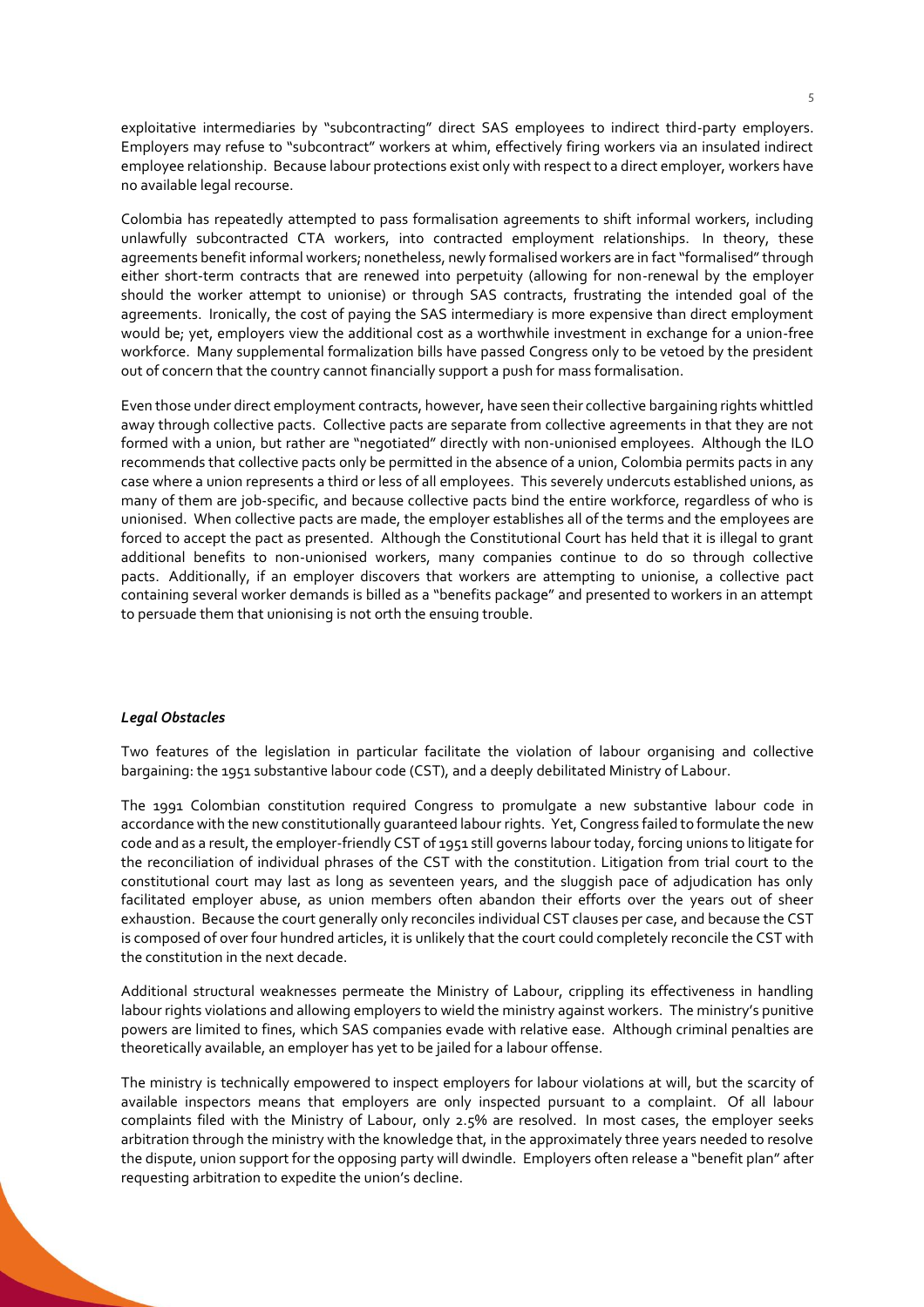exploitative intermediaries by "subcontracting" direct SAS employees to indirect third-party employers. Employers may refuse to "subcontract" workers at whim, effectively firing workers via an insulated indirect employee relationship. Because labour protections exist only with respect to a direct employer, workers have no available legal recourse.

Colombia has repeatedly attempted to pass formalisation agreements to shift informal workers, including unlawfully subcontracted CTA workers, into contracted employment relationships. In theory, these agreements benefit informal workers; nonetheless, newly formalised workers are in fact "formalised" through either short-term contracts that are renewed into perpetuity (allowing for non-renewal by the employer should the worker attempt to unionise) or through SAS contracts, frustrating the intended goal of the agreements. Ironically, the cost of paying the SAS intermediary is more expensive than direct employment would be; yet, employers view the additional cost as a worthwhile investment in exchange for a union-free workforce. Many supplemental formalization bills have passed Congress only to be vetoed by the president out of concern that the country cannot financially support a push for mass formalisation.

Even those under direct employment contracts, however, have seen their collective bargaining rights whittled away through collective pacts. Collective pacts are separate from collective agreements in that they are not formed with a union, but rather are "negotiated" directly with non-unionised employees. Although the ILO recommends that collective pacts only be permitted in the absence of a union, Colombia permits pacts in any case where a union represents a third or less of all employees. This severely undercuts established unions, as many of them are job-specific, and because collective pacts bind the entire workforce, regardless of who is unionised. When collective pacts are made, the employer establishes all of the terms and the employees are forced to accept the pact as presented. Although the Constitutional Court has held that it is illegal to grant additional benefits to non-unionised workers, many companies continue to do so through collective pacts. Additionally, if an employer discovers that workers are attempting to unionise, a collective pact containing several worker demands is billed as a "benefits package" and presented to workers in an attempt to persuade them that unionising is not orth the ensuing trouble.

***Legal Obstacles***

Two features of the legislation in particular facilitate the violation of labour organising and collective bargaining: the 1951 substantive labour code (CST), and a deeply debilitated Ministry of Labour.

The 1991 Colombian constitution required Congress to promulgate a new substantive labour code in accordance with the new constitutionally guaranteed labour rights. Yet, Congress failed to formulate the new code and as a result, the employer-friendly CST of 1951 still governs labour today, forcing unions to litigate for the reconciliation of individual phrases of the CST with the constitution. Litigation from trial court to the constitutional court may last as long as seventeen years, and the sluggish pace of adjudication has only facilitated employer abuse, as union members often abandon their efforts over the years out of sheer exhaustion. Because the court generally only reconciles individual CST clauses per case, and because the CST is composed of over four hundred articles, it is unlikely that the court could completely reconcile the CST with the constitution in the next decade.

Additional structural weaknesses permeate the Ministry of Labour, crippling its effectiveness in handling labour rights violations and allowing employers to wield the ministry against workers. The ministry's punitive powers are limited to fines, which SAS companies evade with relative ease. Although criminal penalties are theoretically available, an employer has yet to be jailed for a labour offense.

The ministry is technically empowered to inspect employers for labour violations at will, but the scarcity of available inspectors means that employers are only inspected pursuant to a complaint. Of all labour complaints filed with the Ministry of Labour, only 2.5% are resolved. In most cases, the employer seeks arbitration through the ministry with the knowledge that, in the approximately three years needed to resolve the dispute, union support for the opposing party will dwindle. Employers often release a "benefit plan" after requesting arbitration to expedite the union's decline.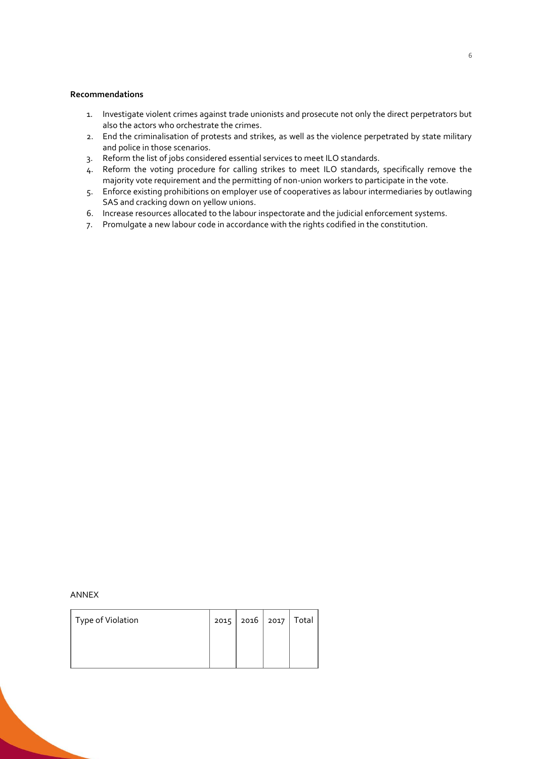**Recommendations**

1. Investigate violent crimes against trade unionists and prosecute not only the direct perpetrators but also the actors who orchestrate the crimes.
2. End the criminalisation of protests and strikes, as well as the violence perpetrated by state military and police in those scenarios.
3. Reform the list of jobs considered essential services to meet ILO standards.
4. Reform the voting procedure for calling strikes to meet ILO standards, specifically remove the majority vote requirement and the permitting of non-union workers to participate in the vote.
5. Enforce existing prohibitions on employer use of cooperatives as labour intermediaries by outlawing SAS and cracking down on yellow unions.
6. Increase resources allocated to the labour inspectorate and the judicial enforcement systems.
7. Promulgate a new labour code in accordance with the rights codified in the constitution.

ANNEX

| Type of Violation | 2015 | 2016 | 2017 | Total |
|---|---|---|---|---|
| | | | | |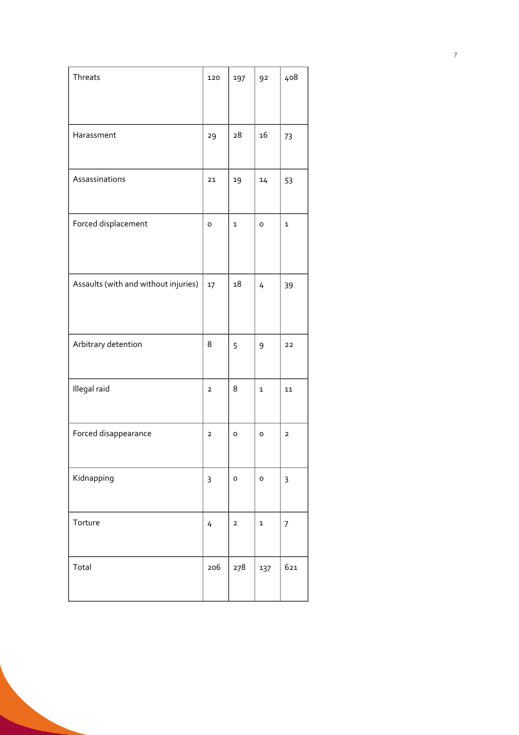| | | | | |
|---|---|---|---|---|
| Threats | 120 | 197 | 92 | 408 |
| Harassment | 29 | 28 | 16 | 73 |
| Assassinations | 21 | 19 | 14 | 53 |
| Forced displacement | 0 | 1 | 0 | 1 |
| Assaults (with and without injuries) | 17 | 18 | 4 | 39 |
| Arbitrary detention | 8 | 5 | 9 | 22 |
| Illegal raid | 2 | 8 | 1 | 11 |
| Forced disappearance | 2 | 0 | 0 | 2 |
| Kidnapping | 3 | 0 | 0 | 3 |
| Torture | 4 | 2 | 1 | 7 |
| Total | 206 | 278 | 137 | 621 |